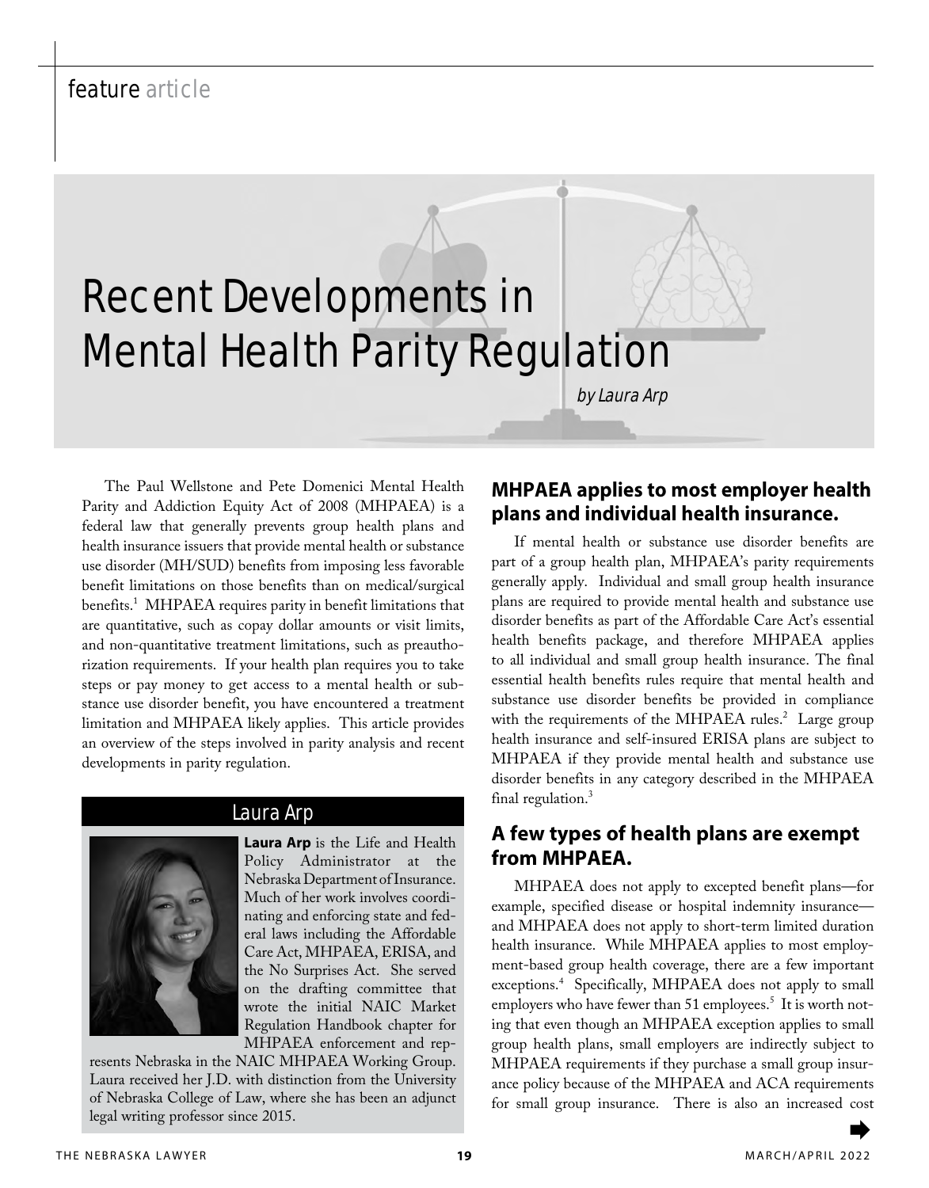feature article

# Recent Developments in Mental Health Parity Regulation

*by Laura Arp*

The Paul Wellstone and Pete Domenici Mental Health Parity and Addiction Equity Act of 2008 (MHPAEA) is a federal law that generally prevents group health plans and health insurance issuers that provide mental health or substance use disorder (MH/SUD) benefits from imposing less favorable benefit limitations on those benefits than on medical/surgical benefits.[1] MHPAEA requires parity in benefit limitations that are quantitative, such as copay dollar amounts or visit limits, and non-quantitative treatment limitations, such as preauthorization requirements. If your health plan requires you to take steps or pay money to get access to a mental health or substance use disorder benefit, you have encountered a treatment limitation and MHPAEA likely applies. This article provides an overview of the steps involved in parity analysis and recent developments in parity regulation.

## Laura Arp

**Laura Arp** is the Life and Health Policy Administrator at the Nebraska Department of Insurance. Much of her work involves coordinating and enforcing state and federal laws including the Affordable Care Act, MHPAEA, ERISA, and the No Surprises Act. She served on the drafting committee that wrote the initial NAIC Market Regulation Handbook chapter for MHPAEA enforcement and represents Nebraska in the NAIC MHPAEA Working Group. Laura received her J.D. with distinction from the University of Nebraska College of Law, where she has been an adjunct legal writing professor since 2015.

## MHPAEA applies to most employer health plans and individual health insurance.

If mental health or substance use disorder benefits are part of a group health plan, MHPAEA's parity requirements generally apply. Individual and small group health insurance plans are required to provide mental health and substance use disorder benefits as part of the Affordable Care Act's essential health benefits package, and therefore MHPAEA applies to all individual and small group health insurance. The final essential health benefits rules require that mental health and substance use disorder benefits be provided in compliance with the requirements of the MHPAEA rules.[2] Large group health insurance and self-insured ERISA plans are subject to MHPAEA if they provide mental health and substance use disorder benefits in any category described in the MHPAEA final regulation.[3]

## A few types of health plans are exempt from MHPAEA.

MHPAEA does not apply to excepted benefit plans—for example, specified disease or hospital indemnity insurance—and MHPAEA does not apply to short-term limited duration health insurance. While MHPAEA applies to most employment-based group health coverage, there are a few important exceptions.[4] Specifically, MHPAEA does not apply to small employers who have fewer than 51 employees.[5] It is worth noting that even though an MHPAEA exception applies to small group health plans, small employers are indirectly subject to MHPAEA requirements if they purchase a small group insurance policy because of the MHPAEA and ACA requirements for small group insurance. There is also an increased cost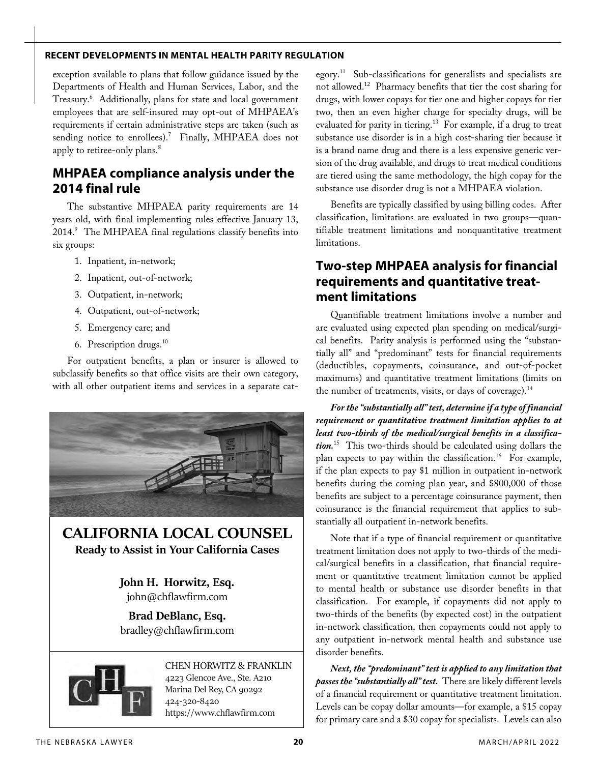exception available to plans that follow guidance issued by the Departments of Health and Human Services, Labor, and the Treasury.[6] Additionally, plans for state and local government employees that are self-insured may opt-out of MHPAEA's requirements if certain administrative steps are taken (such as sending notice to enrollees).[7] Finally, MHPAEA does not apply to retiree-only plans.[8]

## MHPAEA compliance analysis under the 2014 final rule

The substantive MHPAEA parity requirements are 14 years old, with final implementing rules effective January 13, 2014.[9] The MHPAEA final regulations classify benefits into six groups:

1. Inpatient, in-network;
2. Inpatient, out-of-network;
3. Outpatient, in-network;
4. Outpatient, out-of-network;
5. Emergency care; and
6. Prescription drugs.[10]

For outpatient benefits, a plan or insurer is allowed to subclassify benefits so that office visits are their own category, with all other outpatient items and services in a separate category.[11] Sub-classifications for generalists and specialists are not allowed.[12] Pharmacy benefits that tier the cost sharing for drugs, with lower copays for tier one and higher copays for tier two, then an even higher charge for specialty drugs, will be evaluated for parity in tiering.[13] For example, if a drug to treat substance use disorder is in a high cost-sharing tier because it is a brand name drug and there is a less expensive generic version of the drug available, and drugs to treat medical conditions are tiered using the same methodology, the high copay for the substance use disorder drug is not a MHPAEA violation.

Benefits are typically classified by using billing codes. After classification, limitations are evaluated in two groups—quantifiable treatment limitations and nonquantitative treatment limitations.

## Two-step MHPAEA analysis for financial requirements and quantitative treatment limitations

Quantifiable treatment limitations involve a number and are evaluated using expected plan spending on medical/surgical benefits. Parity analysis is performed using the "substantially all" and "predominant" tests for financial requirements (deductibles, copayments, coinsurance, and out-of-pocket maximums) and quantitative treatment limitations (limits on the number of treatments, visits, or days of coverage).[14]

***For the "substantially all" test, determine if a type of financial requirement or quantitative treatment limitation applies to at least two-thirds of the medical/surgical benefits in a classification.***[15] This two-thirds should be calculated using dollars the plan expects to pay within the classification.[16] For example, if the plan expects to pay $1 million in outpatient in-network benefits during the coming plan year, and $800,000 of those benefits are subject to a percentage coinsurance payment, then coinsurance is the financial requirement that applies to substantially all outpatient in-network benefits.

Note that if a type of financial requirement or quantitative treatment limitation does not apply to two-thirds of the medical/surgical benefits in a classification, that financial requirement or quantitative treatment limitation cannot be applied to mental health or substance use disorder benefits in that classification. For example, if copayments did not apply to two-thirds of the benefits (by expected cost) in the outpatient in-network classification, then copayments could not apply to any outpatient in-network mental health and substance use disorder benefits.

***Next, the "predominant" test is applied to any limitation that passes the "substantially all" test.*** There are likely different levels of a financial requirement or quantitative treatment limitation. Levels can be copay dollar amounts—for example, a $15 copay for primary care and a $30 copay for specialists. Levels can also

**CALIFORNIA LOCAL COUNSEL**
**Ready to Assist in Your California Cases**

**John H. Horwitz, Esq.**
john@chflawfirm.com

**Brad DeBlanc, Esq.**
bradley@chflawfirm.com

CHEN HORWITZ & FRANKLIN
4223 Glencoe Ave., Ste. A210
Marina Del Rey, CA 90292
424-320-8420
https://www.chflawfirm.com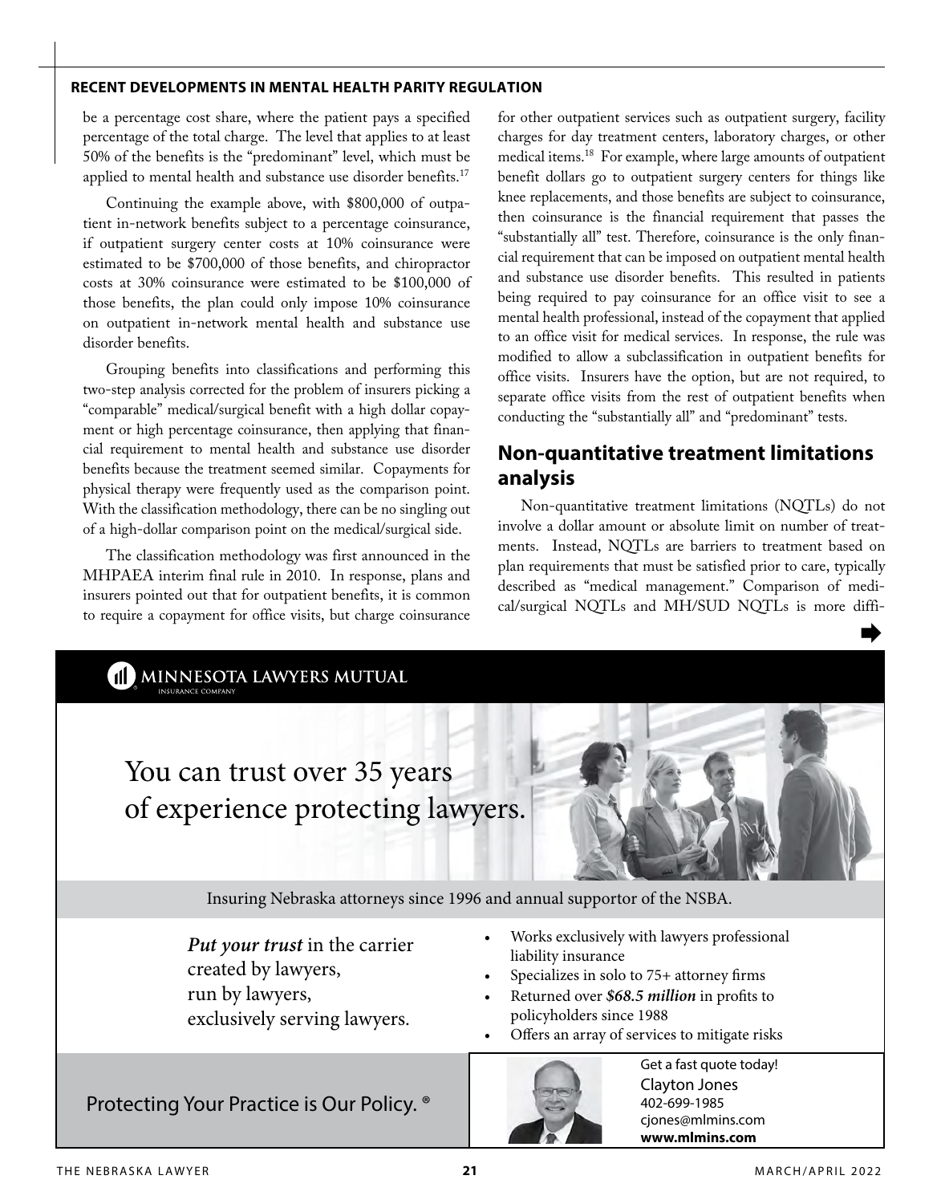be a percentage cost share, where the patient pays a specified percentage of the total charge. The level that applies to at least 50% of the benefits is the "predominant" level, which must be applied to mental health and substance use disorder benefits.[17]

Continuing the example above, with $800,000 of outpatient in-network benefits subject to a percentage coinsurance, if outpatient surgery center costs at 10% coinsurance were estimated to be $700,000 of those benefits, and chiropractor costs at 30% coinsurance were estimated to be $100,000 of those benefits, the plan could only impose 10% coinsurance on outpatient in-network mental health and substance use disorder benefits.

Grouping benefits into classifications and performing this two-step analysis corrected for the problem of insurers picking a "comparable" medical/surgical benefit with a high dollar copayment or high percentage coinsurance, then applying that financial requirement to mental health and substance use disorder benefits because the treatment seemed similar. Copayments for physical therapy were frequently used as the comparison point. With the classification methodology, there can be no singling out of a high-dollar comparison point on the medical/surgical side.

The classification methodology was first announced in the MHPAEA interim final rule in 2010. In response, plans and insurers pointed out that for outpatient benefits, it is common to require a copayment for office visits, but charge coinsurance for other outpatient services such as outpatient surgery, facility charges for day treatment centers, laboratory charges, or other medical items.[18] For example, where large amounts of outpatient benefit dollars go to outpatient surgery centers for things like knee replacements, and those benefits are subject to coinsurance, then coinsurance is the financial requirement that passes the "substantially all" test. Therefore, coinsurance is the only financial requirement that can be imposed on outpatient mental health and substance use disorder benefits. This resulted in patients being required to pay coinsurance for an office visit to see a mental health professional, instead of the copayment that applied to an office visit for medical services. In response, the rule was modified to allow a subclassification in outpatient benefits for office visits. Insurers have the option, but are not required, to separate office visits from the rest of outpatient benefits when conducting the "substantially all" and "predominant" tests.

## Non-quantitative treatment limitations analysis

Non-quantitative treatment limitations (NQTLs) do not involve a dollar amount or absolute limit on number of treatments. Instead, NQTLs are barriers to treatment based on plan requirements that must be satisfied prior to care, typically described as "medical management." Comparison of medical/surgical NQTLs and MH/SUD NQTLs is more diffi-

---

**MINNESOTA LAWYERS MUTUAL** INSURANCE COMPANY

You can trust over 35 years of experience protecting lawyers.

Insuring Nebraska attorneys since 1996 and annual supportor of the NSBA.

***Put your trust*** in the carrier created by lawyers, run by lawyers, exclusively serving lawyers.

- Works exclusively with lawyers professional liability insurance
- Specializes in solo to 75+ attorney firms
- Returned over ***$68.5 million*** in profits to policyholders since 1988
- Offers an array of services to mitigate risks

Protecting Your Practice is Our Policy. ®

Get a fast quote today!
Clayton Jones
402-699-1985
cjones@mlmins.com
**www.mlmins.com**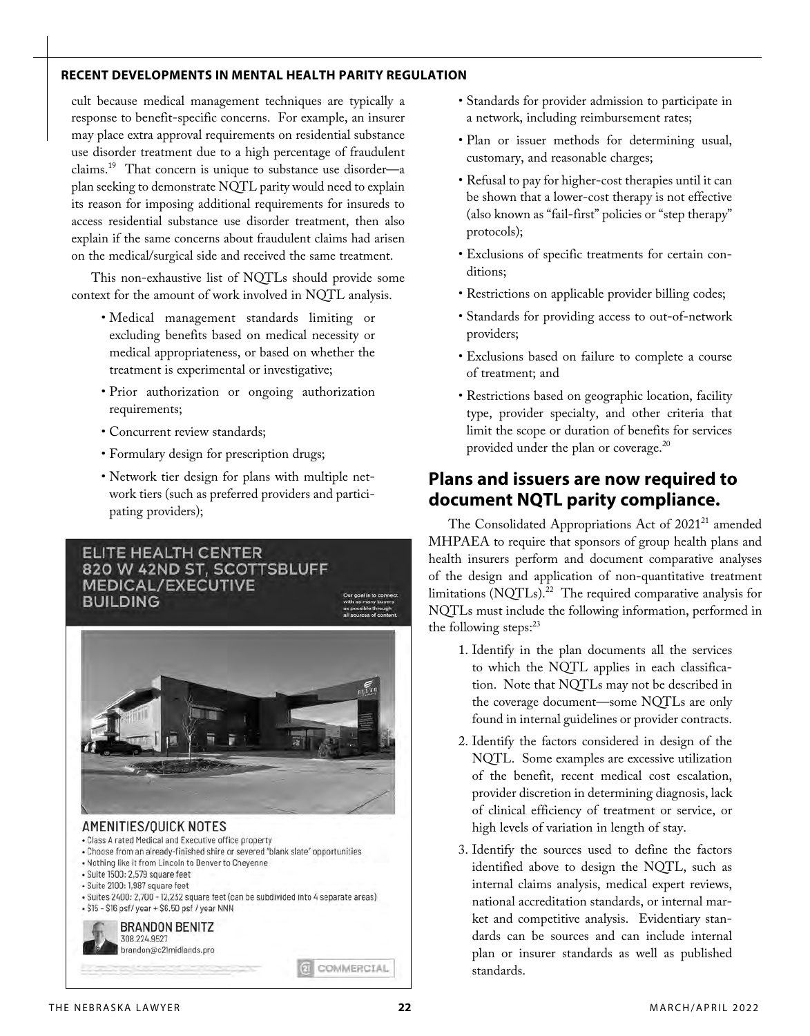cult because medical management techniques are typically a response to benefit-specific concerns. For example, an insurer may place extra approval requirements on residential substance use disorder treatment due to a high percentage of fraudulent claims.[19] That concern is unique to substance use disorder—a plan seeking to demonstrate NQTL parity would need to explain its reason for imposing additional requirements for insureds to access residential substance use disorder treatment, then also explain if the same concerns about fraudulent claims had arisen on the medical/surgical side and received the same treatment.

This non-exhaustive list of NQTLs should provide some context for the amount of work involved in NQTL analysis.

- Medical management standards limiting or excluding benefits based on medical necessity or medical appropriateness, or based on whether the treatment is experimental or investigative;
- Prior authorization or ongoing authorization requirements;
- Concurrent review standards;
- Formulary design for prescription drugs;
- Network tier design for plans with multiple network tiers (such as preferred providers and participating providers);
- Standards for provider admission to participate in a network, including reimbursement rates;
- Plan or issuer methods for determining usual, customary, and reasonable charges;
- Refusal to pay for higher-cost therapies until it can be shown that a lower-cost therapy is not effective (also known as "fail-first" policies or "step therapy" protocols);
- Exclusions of specific treatments for certain conditions;
- Restrictions on applicable provider billing codes;
- Standards for providing access to out-of-network providers;
- Exclusions based on failure to complete a course of treatment; and
- Restrictions based on geographic location, facility type, provider specialty, and other criteria that limit the scope or duration of benefits for services provided under the plan or coverage.[20]

## Plans and issuers are now required to document NQTL parity compliance.

The Consolidated Appropriations Act of 2021[21] amended MHPAEA to require that sponsors of group health plans and health insurers perform and document comparative analyses of the design and application of non-quantitative treatment limitations (NQTLs).[22] The required comparative analysis for NQTLs must include the following information, performed in the following steps:[23]

1. Identify in the plan documents all the services to which the NQTL applies in each classification. Note that NQTLs may not be described in the coverage document—some NQTLs are only found in internal guidelines or provider contracts.
2. Identify the factors considered in design of the NQTL. Some examples are excessive utilization of the benefit, recent medical cost escalation, provider discretion in determining diagnosis, lack of clinical efficiency of treatment or service, or high levels of variation in length of stay.
3. Identify the sources used to define the factors identified above to design the NQTL, such as internal claims analysis, medical expert reviews, national accreditation standards, or internal market and competitive analysis. Evidentiary standards can be sources and can include internal plan or insurer standards as well as published standards.

**ELITE HEALTH CENTER**
**820 W 42ND ST, SCOTTSBLUFF**
**MEDICAL/EXECUTIVE BUILDING**

Our goal is to connect with as many buyers as possible through all sources of content.

**AMENITIES/QUICK NOTES**

- Class A rated Medical and Executive office property
- Choose from an already-finished shire or severed "blank slate" opportunities
- Nothing like it from Lincoln to Denver to Cheyenne
- Suite 1500: 2,579 square feet
- Suite 2100: 1,987 square feet
- Suites 2400: 2,700 - 12,232 square feet (can be subdivided into 4 separate areas)
- $15 - $16 psf/ year + $6.50 psf / year NNN

**BRANDON BENITZ**
308.224.9527
brandon@c21midlands.pro

COMMERCIAL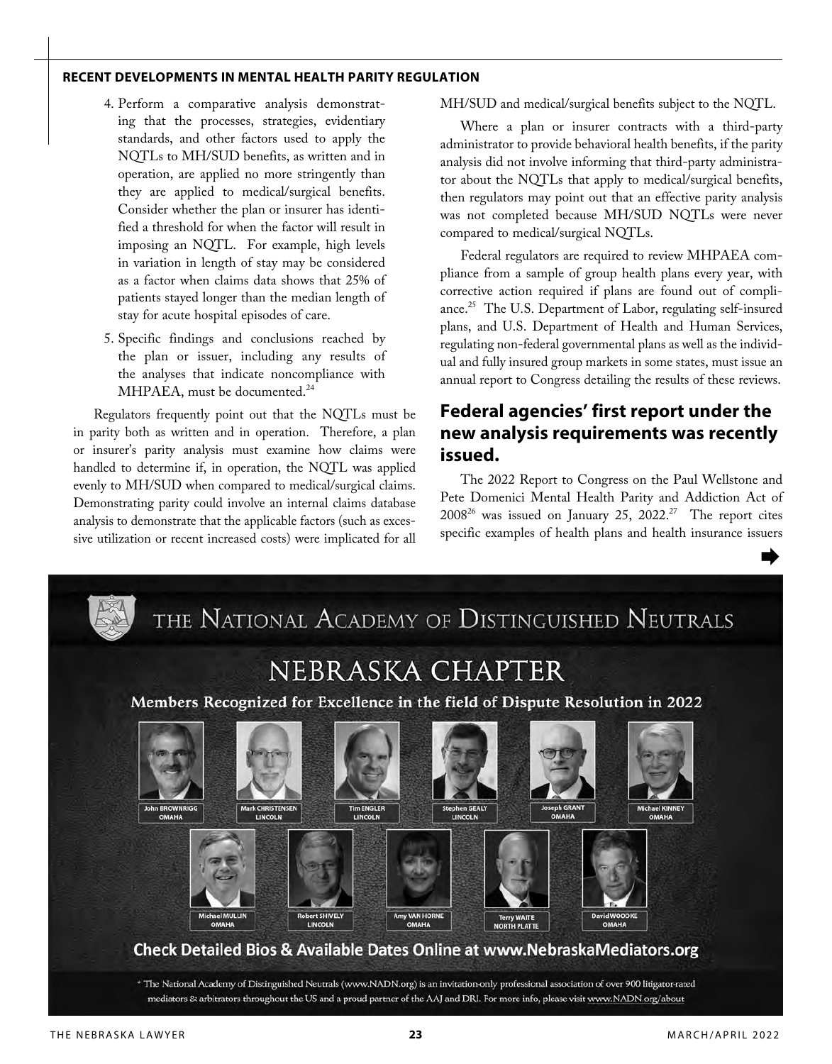4. Perform a comparative analysis demonstrating that the processes, strategies, evidentiary standards, and other factors used to apply the NQTLs to MH/SUD benefits, as written and in operation, are applied no more stringently than they are applied to medical/surgical benefits. Consider whether the plan or insurer has identified a threshold for when the factor will result in imposing an NQTL. For example, high levels in variation in length of stay may be considered as a factor when claims data shows that 25% of patients stayed longer than the median length of stay for acute hospital episodes of care.
5. Specific findings and conclusions reached by the plan or issuer, including any results of the analyses that indicate noncompliance with MHPAEA, must be documented.[24]

Regulators frequently point out that the NQTLs must be in parity both as written and in operation. Therefore, a plan or insurer's parity analysis must examine how claims were handled to determine if, in operation, the NQTL was applied evenly to MH/SUD when compared to medical/surgical claims. Demonstrating parity could involve an internal claims database analysis to demonstrate that the applicable factors (such as excessive utilization or recent increased costs) were implicated for all MH/SUD and medical/surgical benefits subject to the NQTL.

Where a plan or insurer contracts with a third-party administrator to provide behavioral health benefits, if the parity analysis did not involve informing that third-party administrator about the NQTLs that apply to medical/surgical benefits, then regulators may point out that an effective parity analysis was not completed because MH/SUD NQTLs were never compared to medical/surgical NQTLs.

Federal regulators are required to review MHPAEA compliance from a sample of group health plans every year, with corrective action required if plans are found out of compliance.[25] The U.S. Department of Labor, regulating self-insured plans, and U.S. Department of Health and Human Services, regulating non-federal governmental plans as well as the individual and fully insured group markets in some states, must issue an annual report to Congress detailing the results of these reviews.

## Federal agencies' first report under the new analysis requirements was recently issued.

The 2022 Report to Congress on the Paul Wellstone and Pete Domenici Mental Health Parity and Addiction Act of 2008[26] was issued on January 25, 2022.[27] The report cites specific examples of health plans and health insurance issuers

THE NATIONAL ACADEMY OF DISTINGUISHED NEUTRALS

NEBRASKA CHAPTER

Members Recognized for Excellence in the field of Dispute Resolution in 2022

John BROWNRIGG, OMAHA · Mark CHRISTENSEN, LINCOLN · Tim ENGLER, LINCOLN · Stephen GEALY, LINCOLN · Joseph GRANT, OMAHA · Michael KINNEY, OMAHA · Michael MULLIN, OMAHA · Robert SHIVELY, LINCOLN · Amy VAN HORNE, OMAHA · Terry WAITE, NORTH PLATTE · David WOODKE, OMAHA

Check Detailed Bios & Available Dates Online at www.NebraskaMediators.org

* The National Academy of Distinguished Neutrals (www.NADN.org) is an invitation-only professional association of over 900 litigator-rated mediators & arbitrators throughout the US and a proud partner of the AAJ and DRI. For more info, please visit www.NADN.org/about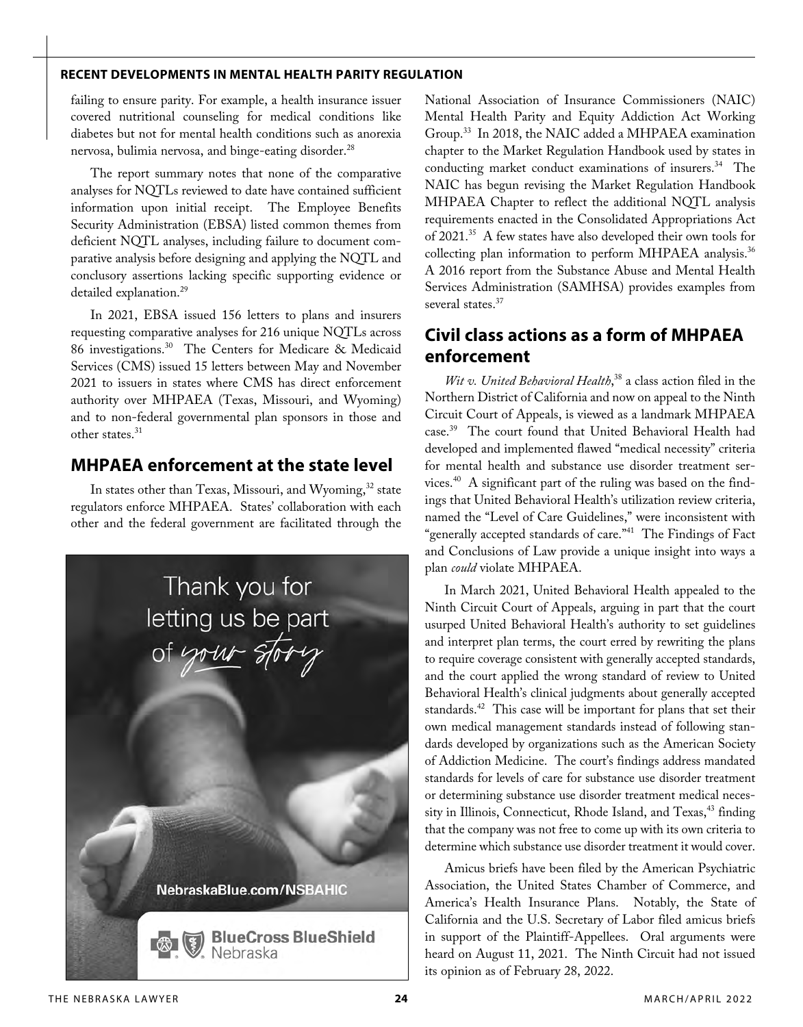failing to ensure parity. For example, a health insurance issuer covered nutritional counseling for medical conditions like diabetes but not for mental health conditions such as anorexia nervosa, bulimia nervosa, and binge-eating disorder.[28]

The report summary notes that none of the comparative analyses for NQTLs reviewed to date have contained sufficient information upon initial receipt. The Employee Benefits Security Administration (EBSA) listed common themes from deficient NQTL analyses, including failure to document comparative analysis before designing and applying the NQTL and conclusory assertions lacking specific supporting evidence or detailed explanation.[29]

In 2021, EBSA issued 156 letters to plans and insurers requesting comparative analyses for 216 unique NQTLs across 86 investigations.[30] The Centers for Medicare & Medicaid Services (CMS) issued 15 letters between May and November 2021 to issuers in states where CMS has direct enforcement authority over MHPAEA (Texas, Missouri, and Wyoming) and to non-federal governmental plan sponsors in those and other states.[31]

## MHPAEA enforcement at the state level

In states other than Texas, Missouri, and Wyoming,[32] state regulators enforce MHPAEA. States' collaboration with each other and the federal government are facilitated through the National Association of Insurance Commissioners (NAIC) Mental Health Parity and Equity Addiction Act Working Group.[33] In 2018, the NAIC added a MHPAEA examination chapter to the Market Regulation Handbook used by states in conducting market conduct examinations of insurers.[34] The NAIC has begun revising the Market Regulation Handbook MHPAEA Chapter to reflect the additional NQTL analysis requirements enacted in the Consolidated Appropriations Act of 2021.[35] A few states have also developed their own tools for collecting plan information to perform MHPAEA analysis.[36] A 2016 report from the Substance Abuse and Mental Health Services Administration (SAMHSA) provides examples from several states.[37]

## Civil class actions as a form of MHPAEA enforcement

*Wit v. United Behavioral Health*,[38] a class action filed in the Northern District of California and now on appeal to the Ninth Circuit Court of Appeals, is viewed as a landmark MHPAEA case.[39] The court found that United Behavioral Health had developed and implemented flawed "medical necessity" criteria for mental health and substance use disorder treatment services.[40] A significant part of the ruling was based on the findings that United Behavioral Health's utilization review criteria, named the "Level of Care Guidelines," were inconsistent with "generally accepted standards of care."[41] The Findings of Fact and Conclusions of Law provide a unique insight into ways a plan *could* violate MHPAEA.

In March 2021, United Behavioral Health appealed to the Ninth Circuit Court of Appeals, arguing in part that the court usurped United Behavioral Health's authority to set guidelines and interpret plan terms, the court erred by rewriting the plans to require coverage consistent with generally accepted standards, and the court applied the wrong standard of review to United Behavioral Health's clinical judgments about generally accepted standards.[42] This case will be important for plans that set their own medical management standards instead of following standards developed by organizations such as the American Society of Addiction Medicine. The court's findings address mandated standards for levels of care for substance use disorder treatment or determining substance use disorder treatment medical necessity in Illinois, Connecticut, Rhode Island, and Texas,[43] finding that the company was not free to come up with its own criteria to determine which substance use disorder treatment it would cover.

Amicus briefs have been filed by the American Psychiatric Association, the United States Chamber of Commerce, and America's Health Insurance Plans. Notably, the State of California and the U.S. Secretary of Labor filed amicus briefs in support of the Plaintiff-Appellees. Oral arguments were heard on August 11, 2021. The Ninth Circuit had not issued its opinion as of February 28, 2022.

Thank you for letting us be part of *your story*

NebraskaBlue.com/NSBAHIC

BlueCross BlueShield Nebraska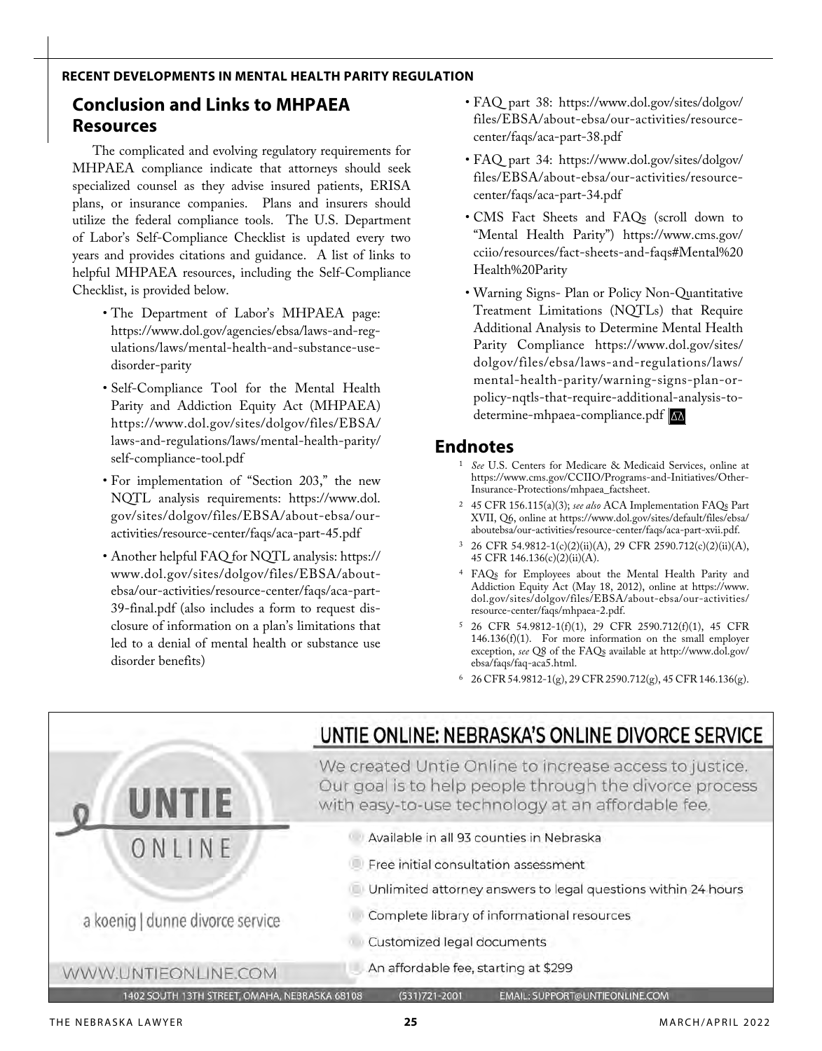## Conclusion and Links to MHPAEA Resources

The complicated and evolving regulatory requirements for MHPAEA compliance indicate that attorneys should seek specialized counsel as they advise insured patients, ERISA plans, or insurance companies. Plans and insurers should utilize the federal compliance tools. The U.S. Department of Labor's Self-Compliance Checklist is updated every two years and provides citations and guidance. A list of links to helpful MHPAEA resources, including the Self-Compliance Checklist, is provided below.

- The Department of Labor's MHPAEA page: https://www.dol.gov/agencies/ebsa/laws-and-regulations/laws/mental-health-and-substance-use-disorder-parity
- Self-Compliance Tool for the Mental Health Parity and Addiction Equity Act (MHPAEA) https://www.dol.gov/sites/dolgov/files/EBSA/laws-and-regulations/laws/mental-health-parity/self-compliance-tool.pdf
- For implementation of "Section 203," the new NQTL analysis requirements: https://www.dol.gov/sites/dolgov/files/EBSA/about-ebsa/our-activities/resource-center/faqs/aca-part-45.pdf
- Another helpful FAQ for NQTL analysis: https://www.dol.gov/sites/dolgov/files/EBSA/about-ebsa/our-activities/resource-center/faqs/aca-part-39-final.pdf (also includes a form to request disclosure of information on a plan's limitations that led to a denial of mental health or substance use disorder benefits)
- FAQ part 38: https://www.dol.gov/sites/dolgov/files/EBSA/about-ebsa/our-activities/resource-center/faqs/aca-part-38.pdf
- FAQ part 34: https://www.dol.gov/sites/dolgov/files/EBSA/about-ebsa/our-activities/resource-center/faqs/aca-part-34.pdf
- CMS Fact Sheets and FAQs (scroll down to "Mental Health Parity") https://www.cms.gov/cciio/resources/fact-sheets-and-faqs#Mental%20Health%20Parity
- Warning Signs- Plan or Policy Non-Quantitative Treatment Limitations (NQTLs) that Require Additional Analysis to Determine Mental Health Parity Compliance https://www.dol.gov/sites/dolgov/files/ebsa/laws-and-regulations/laws/mental-health-parity/warning-signs-plan-or-policy-nqtls-that-require-additional-analysis-to-determine-mhpaea-compliance.pdf

## Endnotes

1. *See* U.S. Centers for Medicare & Medicaid Services, online at https://www.cms.gov/CCIIO/Programs-and-Initiatives/Other-Insurance-Protections/mhpaea_factsheet.
2. 45 CFR 156.115(a)(3); *see also* ACA Implementation FAQs Part XVII, Q6, online at https://www.dol.gov/sites/default/files/ebsa/aboutebsa/our-activities/resource-center/faqs/aca-part-xvii.pdf.
3. 26 CFR 54.9812-1(c)(2)(ii)(A), 29 CFR 2590.712(c)(2)(ii)(A), 45 CFR 146.136(c)(2)(ii)(A).
4. FAQs for Employees about the Mental Health Parity and Addiction Equity Act (May 18, 2012), online at https://www.dol.gov/sites/dolgov/files/EBSA/about-ebsa/our-activities/resource-center/faqs/mhpaea-2.pdf.
5. 26 CFR 54.9812-1(f)(1), 29 CFR 2590.712(f)(1), 45 CFR 146.136(f)(1). For more information on the small employer exception, *see* Q8 of the FAQs available at http://www.dol.gov/ebsa/faqs/faq-aca5.html.
6. 26 CFR 54.9812-1(g), 29 CFR 2590.712(g), 45 CFR 146.136(g).

## UNTIE ONLINE: NEBRASKA'S ONLINE DIVORCE SERVICE

UNTIE ONLINE

a koenig | dunne divorce service

We created Untie Online to increase access to justice. Our goal is to help people through the divorce process with easy-to-use technology at an affordable fee.

- Available in all 93 counties in Nebraska
- Free initial consultation assessment
- Unlimited attorney answers to legal questions within 24 hours
- Complete library of informational resources
- Customized legal documents
- An affordable fee, starting at $299

WWW.UNTIEONLINE.COM

1402 SOUTH 13TH STREET, OMAHA, NEBRASKA 68108 (531)721-2001 EMAIL: SUPPORT@UNTIEONLINE.COM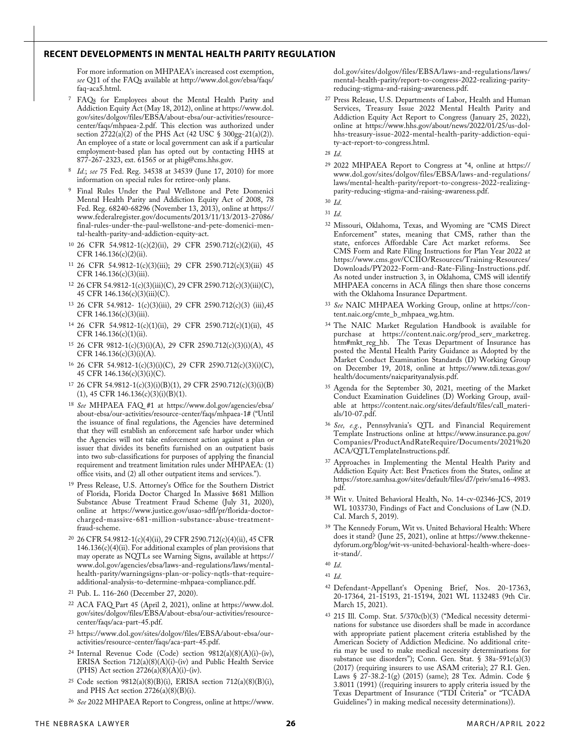## RECENT DEVELOPMENTS IN MENTAL HEALTH PARITY REGULATION

For more information on MHPAEA's increased cost exemption, *see* Q11 of the FAQs available at http://www.dol.gov/ebsa/faqs/faq-aca5.html.

7 FAQs for Employees about the Mental Health Parity and Addiction Equity Act (May 18, 2012), online at https://www.dol.gov/sites/dolgov/files/EBSA/about-ebsa/our-activities/resource-center/faqs/mhpaea-2.pdf. This election was authorized under section 2722(a)(2) of the PHS Act (42 USC § 300gg-21(a)(2)). An employee of a state or local government can ask if a particular employment-based plan has opted out by contacting HHS at 877-267-2323, ext. 61565 or at phig@cms.hhs.gov.

8 *Id.*; *see* 75 Fed. Reg. 34538 at 34539 (June 17, 2010) for more information on special rules for retiree-only plans.

9 Final Rules Under the Paul Wellstone and Pete Domenici Mental Health Parity and Addiction Equity Act of 2008, 78 Fed. Reg. 68240-68296 (November 13, 2013), online at https://www.federalregister.gov/documents/2013/11/13/2013-27086/final-rules-under-the-paul-wellstone-and-pete-domenici-mental-health-parity-and-addiction-equity-act.

10 26 CFR 54.9812-1(c)(2)(ii), 29 CFR 2590.712(c)(2)(ii), 45 CFR 146.136(c)(2)(ii).

11 26 CFR 54.9812-1(c)(3)(iii); 29 CFR 2590.712(c)(3)(iii) 45 CFR 146.136(c)(3)(iii).

12 26 CFR 54.9812-1(c)(3)(iii)(C), 29 CFR 2590.712(c)(3)(iii)(C), 45 CFR 146.136(c)(3)(iii)(C).

13 26 CFR 54.9812- 1(c)(3)(iii), 29 CFR 2590.712(c)(3) (iii),45 CFR 146.136(c)(3)(iii).

14 26 CFR 54.9812-1(c)(1)(ii), 29 CFR 2590.712(c)(1)(ii), 45 CFR 146.136(c)(1)(ii).

15 26 CFR 9812-1(c)(3)(i)(A), 29 CFR 2590.712(c)(3)(i)(A), 45 CFR 146.136(c)(3)(i)(A).

16 26 CFR 54.9812-1(c)(3)(i)(C), 29 CFR 2590.712(c)(3)(i)(C), 45 CFR 146.136(c)(3)(i)(C).

17 26 CFR 54.9812-1(c)(3)(i)(B)(1), 29 CFR 2590.712(c)(3)(i)(B)(1), 45 CFR 146.136(c)(3)(i)(B)(1).

18 *See* MHPAEA FAQ #1 at https://www.dol.gov/agencies/ebsa/about-ebsa/our-activities/resource-center/faqs/mhpaea-1# ("Until the issuance of final regulations, the Agencies have determined that they will establish an enforcement safe harbor under which the Agencies will not take enforcement action against a plan or issuer that divides its benefits furnished on an outpatient basis into two sub-classifications for purposes of applying the financial requirement and treatment limitation rules under MHPAEA: (1) office visits, and (2) all other outpatient items and services.").

19 Press Release, U.S. Attorney's Office for the Southern District of Florida, Florida Doctor Charged In Massive $681 Million Substance Abuse Treatment Fraud Scheme (July 31, 2020), online at https://www.justice.gov/usao-sdfl/pr/florida-doctor-charged-massive-681-million-substance-abuse-treatment-fraud-scheme.

20 26 CFR 54.9812-1(c)(4)(ii), 29 CFR 2590.712(c)(4)(ii), 45 CFR 146.136(c)(4)(ii). For additional examples of plan provisions that may operate as NQTLs see Warning Signs, available at https://www.dol.gov/agencies/ebsa/laws-and-regulations/laws/mental-health-parity/warningsigns-plan-or-policy-nqtls-that-require-additional-analysis-to-determine-mhpaea-compliance.pdf.

21 Pub. L. 116-260 (December 27, 2020).

22 ACA FAQ Part 45 (April 2, 2021), online at https://www.dol.gov/sites/dolgov/files/EBSA/about-ebsa/our-activities/resource-center/faqs/aca-part-45.pdf.

23 https://www.dol.gov/sites/dolgov/files/EBSA/about-ebsa/our-activities/resource-center/faqs/aca-part-45.pdf.

24 Internal Revenue Code (Code) section 9812(a)(8)(A)(i)-(iv), ERISA Section 712(a)(8)(A)(i)-(iv) and Public Health Service (PHS) Act section 2726(a)(8)(A)(i)-(iv).

25 Code section 9812(a)(8)(B)(i), ERISA section 712(a)(8)(B)(i), and PHS Act section 2726(a)(8)(B)(i).

26 *See* 2022 MHPAEA Report to Congress, online at https://www.dol.gov/sites/dolgov/files/EBSA/laws-and-regulations/laws/mental-health-parity/report-to-congress-2022-realizing-parity-reducing-stigma-and-raising-awareness.pdf.

27 Press Release, U.S. Departments of Labor, Health and Human Services, Treasury Issue 2022 Mental Health Parity and Addiction Equity Act Report to Congress (January 25, 2022), online at https://www.hhs.gov/about/news/2022/01/25/us-dol-hhs-treasury-issue-2022-mental-health-parity-addiction-equity-act-report-to-congress.html.

28 *Id*.

29 2022 MHPAEA Report to Congress at *4, online at https://www.dol.gov/sites/dolgov/files/EBSA/laws-and-regulations/laws/mental-health-parity/report-to-congress-2022-realizing-parity-reducing-stigma-and-raising-awareness.pdf.

30 *Id*.

31 *Id*.

32 Missouri, Oklahoma, Texas, and Wyoming are "CMS Direct Enforcement" states, meaning that CMS, rather than the state, enforces Affordable Care Act market reforms. See CMS Form and Rate Filing Instructions for Plan Year 2022 at https://www.cms.gov/CCIIO/Resources/Training-Resources/Downloads/PY2022-Form-and-Rate-Filing-Instructions.pdf. As noted under instruction 3, in Oklahoma, CMS will identify MHPAEA concerns in ACA filings then share those concerns with the Oklahoma Insurance Department.

33 *See* NAIC MHPAEA Working Group, online at https://content.naic.org/cmte_b_mhpaea_wg.htm.

34 The NAIC Market Regulation Handbook is available for purchase at https://content.naic.org/prod_serv_marketreg.htm#mkt_reg_hb. The Texas Department of Insurance has posted the Mental Health Parity Guidance as Adopted by the Market Conduct Examination Standards (D) Working Group on December 19, 2018, online at https://www.tdi.texas.gov/health/documents/naicparityanalysis.pdf.

35 Agenda for the September 30, 2021, meeting of the Market Conduct Examination Guidelines (D) Working Group, available at https://content.naic.org/sites/default/files/call_materials/10-07.pdf.

36 *See, e.g.*, Pennsylvania's QTL and Financial Requirement Template Instructions online at https://www.insurance.pa.gov/Companies/ProductAndRateRequire/Documents/2021%20ACA/QTLTemplateInstructions.pdf.

37 Approaches in Implementing the Mental Health Parity and Addiction Equity Act: Best Practices from the States, online at https://store.samhsa.gov/sites/default/files/d7/priv/sma16-4983.pdf.

38 Wit v. United Behavioral Health, No. 14-cv-02346-JCS, 2019 WL 1033730, Findings of Fact and Conclusions of Law (N.D. Cal. March 5, 2019).

39 The Kennedy Forum, Wit vs. United Behavioral Health: Where does it stand? (June 25, 2021), online at https://www.thekennedyforum.org/blog/wit-vs-united-behavioral-health-where-does-it-stand/.

40 *Id*.

41 *Id*.

42 Defendant-Appellant's Opening Brief, Nos. 20-17363, 20-17364, 21-15193, 21-15194, 2021 WL 1132483 (9th Cir. March 15, 2021).

43 215 Ill. Comp. Stat. 5/370c(b)(3) ("Medical necessity determinations for substance use disorders shall be made in accordance with appropriate patient placement criteria established by the American Society of Addiction Medicine. No additional criteria may be used to make medical necessity determinations for substance use disorders"); Conn. Gen. Stat. § 38a-591c(a)(3) (2017) (requiring insurers to use ASAM criteria); 27 R.I. Gen. Laws § 27-38.2-1(g) (2015) (same); 28 Tex. Admin. Code § 3.8011 (1991) ((requiring insurers to apply criteria issued by the Texas Department of Insurance ("TDI Criteria" or "TCADA Guidelines") in making medical necessity determinations)).